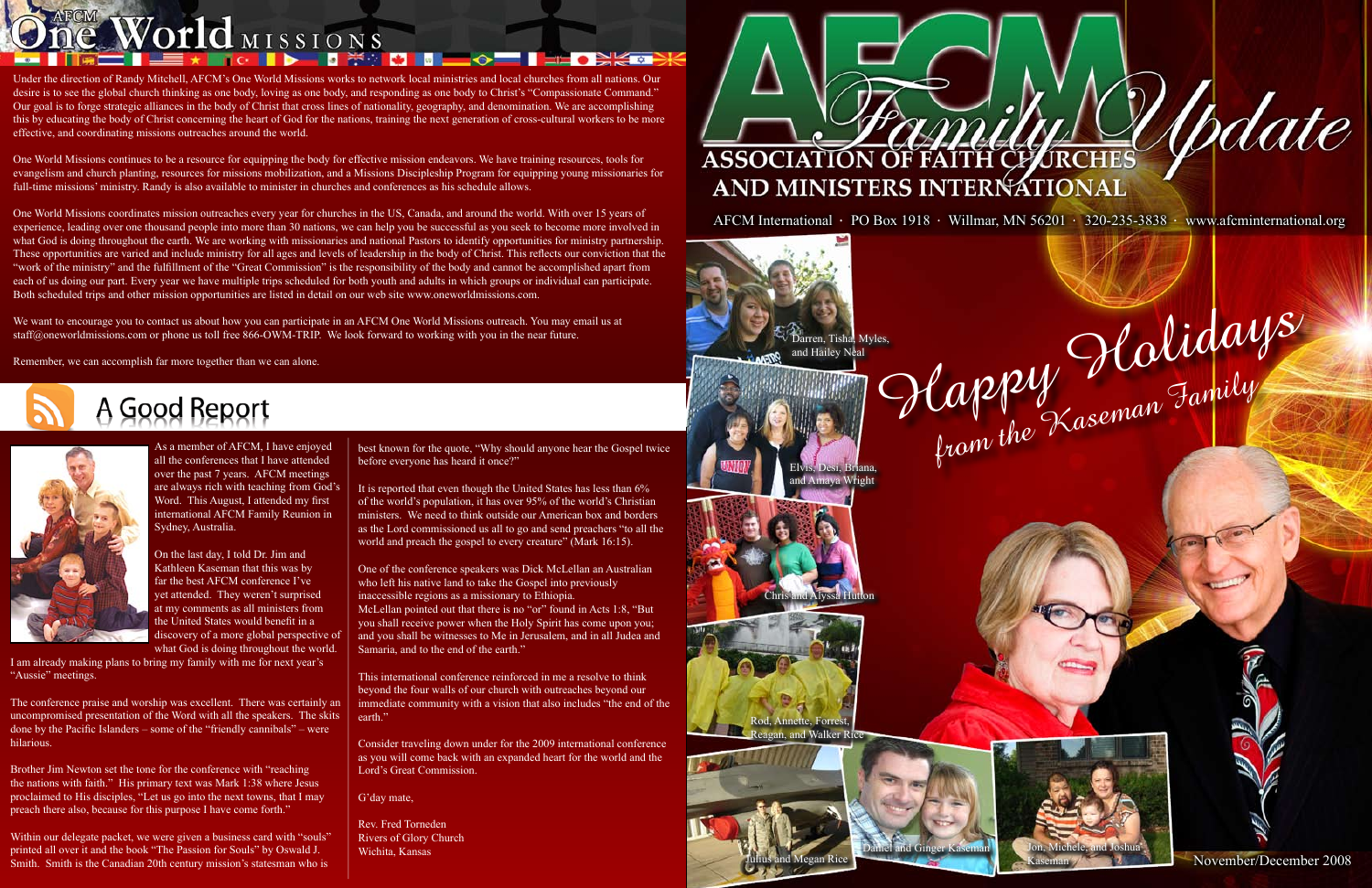# AFCM One World MISSIONS

Under the direction of Randy Mitchell, AFCM's One World Missions works to network local ministries and local churches from all nations. Our desire is to see the global church thinking as one body, loving as one body, and responding as one body to Christ's "Compassionate Command." Our goal is to forge strategic alliances in the body of Christ that cross lines of nationality, geography, and denomination. We are accomplishing this by educating the body of Christ concerning the heart of God for the nations, training the next generation of cross-cultural workers to be more effective, and coordinating missions outreaches around the world.

One World Missions continues to be a resource for equipping the body for effective mission endeavors. We have training resources, tools for evangelism and church planting, resources for missions mobilization, and a Missions Discipleship Program for equipping young missionaries for full-time missions' ministry. Randy is also available to minister in churches and conferences as his schedule allows.

One World Missions coordinates mission outreaches every year for churches in the US, Canada, and around the world. With over 15 years of experience, leading over one thousand people into more than 30 nations, we can help you be successful as you seek to become more involved in what God is doing throughout the earth. We are working with missionaries and national Pastors to identify opportunities for ministry partnership. These opportunities are varied and include ministry for all ages and levels of leadership in the body of Christ. This reflects our conviction that the "work of the ministry" and the fulfillment of the "Great Commission" is the responsibility of the body and cannot be accomplished apart from each of us doing our part. Every year we have multiple trips scheduled for both youth and adults in which groups or individual can participate. Both scheduled trips and other mission opportunities are listed in detail on our web site www.oneworldmissions.com.

We want to encourage you to contact us about how you can participate in an AFCM One World Missions outreach. You may email us at staff@oneworldmissions.com or phone us toll free 866-OWM-TRIP. We look forward to working with you in the near future.

Remember, we can accomplish far more together than we can alone.

## A Good Report

As a member of AFCM, I have enjoyed all the conferences that I have attended over the past 7 years. AFCM meetings are always rich with teaching from God's Word. This August, I attended my first international AFCM Family Reunion in Sydney, Australia.

On the last day, I told Dr. Jim and Kathleen Kaseman that this was by far the best AFCM conference I've yet attended. They weren't surprised at my comments as all ministers from the United States would benefit in a discovery of a more global perspective of what God is doing throughout the world. I am already making plans to bring my family with me for next year's "Aussie" meetings.

The conference praise and worship was excellent. There was certainly an uncompromised presentation of the Word with all the speakers. The skits done by the Pacific Islanders – some of the "friendly cannibals" – were hilarious.

Brother Jim Newton set the tone for the conference with "reaching the nations with faith." His primary text was Mark 1:38 where Jesus proclaimed to His disciples, "Let us go into the next towns, that I may preach there also, because for this purpose I have come forth."

Within our delegate packet, we were given a business card with "souls" printed all over it and the book "The Passion for Souls" by Oswald J. Smith. Smith is the Canadian 20th century mission's statesman who is best known for the quote, "Why should anyone hear the Gospel twice before everyone has heard it once?"

It is reported that even though the United States has less than 6% of the world's population, it has over 95% of the world's Christian ministers. We need to think outside our American box and borders as the Lord commissioned us all to go and send preachers "to all the world and preach the gospel to every creature" (Mark 16:15).

One of the conference speakers was Dick McLellan an Australian who left his native land to take the Gospel into previously inaccessible regions as a missionary to Ethiopia. McLellan pointed out that there is no "or" found in Acts 1:8, "But you shall receive power when the Holy Spirit has come upon you; and you shall be witnesses to Me in Jerusalem, and in all Judea and Samaria, and to the end of the earth."

This international conference reinforced in me a resolve to think beyond the four walls of our church with outreaches beyond our immediate community with a vision that also includes "the end of the earth."

Consider traveling down under for the 2009 international conference as you will come back with an expanded heart for the world and the Lord's Great Commission.

G'day mate,

Rev. Fred Torneden
Rivers of Glory Church
Wichita, Kansas

# AFCM Family Update

## ASSOCIATION OF FAITH CHURCHES AND MINISTERS INTERNATIONAL

AFCM International · PO Box 1918 · Willmar, MN 56201 · 320-235-3838 · www.afcminternational.org

## Happy Holidays from the Kaseman Family

Darren, Tisha, Myles, and Hailey Neal

Elvis, Desi, Briana, and Amaya Wright

Chris and Alyssa Hutton

Rod, Annette, Forrest, Reagan, and Walker Rice

Julius and Megan Rice

Daniel and Ginger Kaseman

Jon, Michele, and Joshua Kaseman

November/December 2008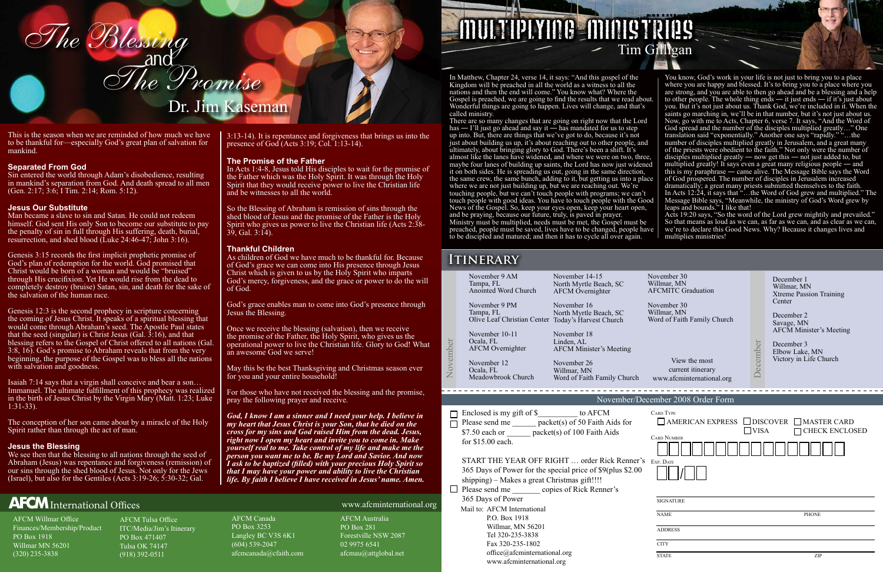# The Blessing and The Promise

## Dr. Jim Kaseman

This is the season when we are reminded of how much we have to be thankful for—especially God's great plan of salvation for mankind.

### Separated From God

Sin entered the world through Adam's disobedience, resulting in mankind's separation from God. And death spread to all men (Gen. 2:17; 3:6; I Tim. 2:14; Rom. 5:12).

### Jesus Our Substitute

Man became a slave to sin and Satan. He could not redeem himself. God sent His only Son to become our substitute to pay the penalty of sin in full through His suffering, death, burial, resurrection, and shed blood (Luke 24:46-47; John 3:16).

Genesis 3:15 records the first implicit prophetic promise of God's plan of redemption for the world. God promised that Christ would be born of a woman and would be "bruised" through His crucifixion. Yet He would rise from the dead to completely destroy (bruise) Satan, sin, and death for the sake of the salvation of the human race.

Genesis 12:3 is the second prophecy in scripture concerning the coming of Jesus Christ. It speaks of a spiritual blessing that would come through Abraham's seed. The Apostle Paul states that the seed (singular) is Christ Jesus (Gal. 3:16), and that blessing refers to the Gospel of Christ offered to all nations (Gal. 3:8, 16). God's promise to Abraham reveals that from the very beginning, the purpose of the Gospel was to bless all the nations with salvation and goodness.

Isaiah 7:14 says that a virgin shall conceive and bear a son… Immanuel. The ultimate fulfillment of this prophecy was realized in the birth of Jesus Christ by the Virgin Mary (Matt. 1:23; Luke 1:31-33).

The conception of her son came about by a miracle of the Holy Spirit rather than through the act of man.

### Jesus the Blessing

We see then that the blessing to all nations through the seed of Abraham (Jesus) was repentance and forgiveness (remission) of our sins through the shed blood of Jesus. Not only for the Jews (Israel), but also for the Gentiles (Acts 3:19-26; 5:30-32; Gal. 3:13-14). It is repentance and forgiveness that brings us into the presence of God (Acts 3:19; Col. 1:13-14).

### The Promise of the Father

In Acts 1:4-8, Jesus told His disciples to wait for the promise of the Father which was the Holy Spirit. It was through the Holy Spirit that they would receive power to live the Christian life and be witnesses to all the world.

So the Blessing of Abraham is remission of sins through the shed blood of Jesus and the promise of the Father is the Holy Spirit who gives us power to live the Christian life (Acts 2:38-39, Gal. 3:14).

### Thankful Children

As children of God we have much to be thankful for. Because of God's grace we can come into His presence through Jesus Christ which is given to us by the Holy Spirit who imparts God's mercy, forgiveness, and the grace or power to do the will of God.

God's grace enables man to come into God's presence through Jesus the Blessing.

Once we receive the blessing (salvation), then we receive the promise of the Father, the Holy Spirit, who gives us the operational power to live the Christian life. Glory to God! What an awesome God we serve!

May this be the best Thanksgiving and Christmas season ever for you and your entire household!

For those who have not received the blessing and the promise, pray the following prayer and receive.

***God, I know I am a sinner and I need your help. I believe in my heart that Jesus Christ is your Son, that he died on the cross for my sins and God raised Him from the dead. Jesus, right now I open my heart and invite you to come in. Make yourself real to me. Take control of my life and make me the person you want me to be. Be my Lord and Savior. And now I ask to be baptized (filled) with your precious Holy Spirit so that I may have your power and ability to live the Christian life. By faith I believe I have received in Jesus' name. Amen.***

# Multiplying Ministries

## Tim Gilligan

In Matthew, Chapter 24, verse 14, it says: "And this gospel of the Kingdom will be preached in all the world as a witness to all the nations and then the end will come." You know what? Where the Gospel is preached, we are going to find the results that we read about. Wonderful things are going to happen. Lives will change, and that's called ministry.

There are so many changes that are going on right now that the Lord has — I'll just go ahead and say it — has mandated for us to step up into. But, there are things that we've got to do, because it's not just about building us up, it's about reaching out to other people, and ultimately, about bringing glory to God. There's been a shift. It's almost like the lanes have widened, and where we were on two, three, maybe four lanes of building up saints, the Lord has now just widened it on both sides. He is spreading us out, going in the same direction, the same crew, the same bunch, adding to it, but getting us into a place where we are not just building up, but we are reaching out. We're touching people, but we can't touch people with programs; we can't touch people with good ideas. You have to touch people with the Good News of the Gospel. So, keep your eyes open, keep your heart open, and be praying, because our future, truly, is paved in prayer.

Ministry must be multiplied, needs must be met, the Gospel must be preached, people must be saved, lives have to be changed, people have to be discipled and matured; and then it has to cycle all over again.

You know, God's work in your life is not just to bring you to a place where you are happy and blessed. It's to bring you to a place where you are strong, and you are able to then go ahead and be a blessing and a help to other people. The whole thing ends — it just ends — if it's just about you. But it's not just about us. Thank God, we're included in it. When the saints go marching in, we'll be in that number, but it's not just about us.

Now, go with me to Acts, Chapter 6, verse 7. It says, "And the Word of God spread and the number of the disciples multiplied greatly…" One translation said "exponentially." Another one says "rapidly." "…the number of disciples multiplied greatly in Jerusalem, and a great many of the priests were obedient to the faith." Not only were the number of disciples multiplied greatly — now get this — not just added to, but multiplied greatly! It says even a great many religious people — and this is my paraphrase — came alive. The Message Bible says the Word of God prospered. The number of disciples in Jerusalem increased dramatically; a great many priests submitted themselves to the faith.

In Acts 12:24, it says that "…the Word of God grew and multiplied." The Message Bible says, "Meanwhile, the ministry of God's Word grew by leaps and bounds." I like that!

Acts 19:20 says, "So the word of the Lord grew mightily and prevailed." So that means as loud as we can, as far as we can, and as clear as we can, we're to declare this Good News. Why? Because it changes lives and multiplies ministries!

# Itinerary

## November

November 9 AM
Tampa, FL
Anointed Word Church

November 9 PM
Tampa, FL
Olive Leaf Christian Center

November 10-11
Ocala, FL
AFCM Overnighter

November 12
Ocala, FL
Meadowbrook Church

November 14-15
North Myrtle Beach, SC
AFCM Overnighter

November 16
North Myrtle Beach, SC
Today's Harvest Church

November 18
Linden, AL
AFCM Minister's Meeting

November 26
Willmar, MN
Word of Faith Family Church

November 30
Willmar, MN
AFCMITC Graduation

November 30
Willmar, MN
Word of Faith Family Church

View the most current itinerary
www.afcminternational.org

## December

December 1
Willmar, MN
Xtreme Passion Training Center

December 2
Savage, MN
AFCM Minister's Meeting

December 3
Elbow Lake, MN
Victory in Life Church

## November/December 2008 Order Form

☐ Enclosed is my gift of $__________ to AFCM

☐ Please send me ______ packet(s) of 50 Faith Aids for $7.50 each or ______ packet(s) of 100 Faith Aids for $15.00 each.

START THE YEAR OFF RIGHT … order Rick Renner's 365 Days of Power for the special price of $9(plus $2.00 shipping) – Makes a great Christmas gift!!!!

☐ Please send me _______ copies of Rick Renner's 365 Days of Power

Mail to: AFCM International
P.O. Box 1918
Willmar, MN 56201
Tel 320-235-3838
Fax 320-235-1802
office@afcminternational.org
www.afcminternational.org

Card Type
☐ AMERICAN EXPRESS ☐ DISCOVER ☐ MASTER CARD ☐ VISA ☐ CHECK ENCLOSED

Card Number

Exp. Date __/__

Signature

Name Phone

Address

City

State Zip

## AFCM International Offices

www.afcminternational.org

AFCM Willmar Office
Finances/Membership/Product
PO Box 1918
Willmar MN 56201
(320) 235-3838

AFCM Tulsa Office
ITC/Media/Jim's Itinerary
PO Box 471407
Tulsa OK 74147
(918) 392-0511

AFCM Canada
PO Box 3253
Langley BC V3S 6K1
(604) 539-2047
afcmcanada@cfaith.com

AFCM Australia
PO Box 281
Forestville NSW 2087
02 9975 6541
afcmau@attglobal.net